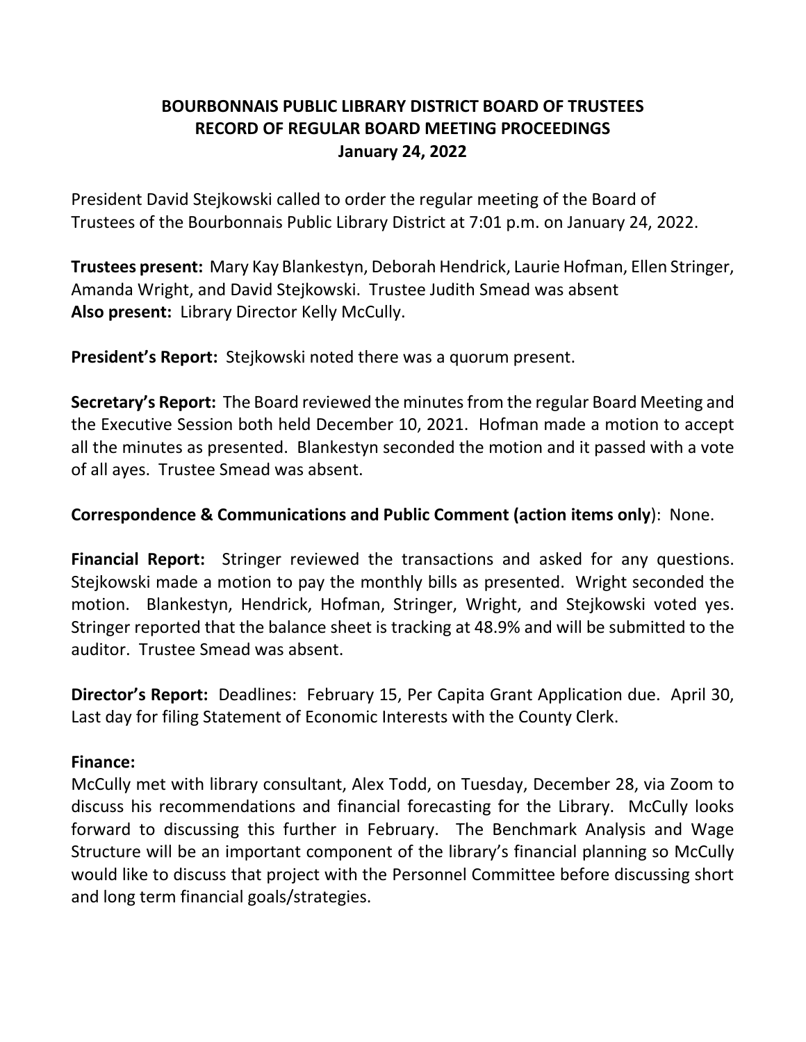# BOURBONNAIS PUBLIC LIBRARY DISTRICT BOARD OF TRUSTEES
## RECORD OF REGULAR BOARD MEETING PROCEEDINGS
### January 24, 2022

President David Stejkowski called to order the regular meeting of the Board of Trustees of the Bourbonnais Public Library District at 7:01 p.m. on January 24, 2022.

**Trustees present:** Mary Kay Blankestyn, Deborah Hendrick, Laurie Hofman, Ellen Stringer, Amanda Wright, and David Stejkowski. Trustee Judith Smead was absent
**Also present:** Library Director Kelly McCully.

**President's Report:** Stejkowski noted there was a quorum present.

**Secretary's Report:** The Board reviewed the minutes from the regular Board Meeting and the Executive Session both held December 10, 2021. Hofman made a motion to accept all the minutes as presented. Blankestyn seconded the motion and it passed with a vote of all ayes. Trustee Smead was absent.

**Correspondence & Communications and Public Comment (action items only)**: None.

**Financial Report:** Stringer reviewed the transactions and asked for any questions. Stejkowski made a motion to pay the monthly bills as presented. Wright seconded the motion. Blankestyn, Hendrick, Hofman, Stringer, Wright, and Stejkowski voted yes. Stringer reported that the balance sheet is tracking at 48.9% and will be submitted to the auditor. Trustee Smead was absent.

**Director's Report:** Deadlines: February 15, Per Capita Grant Application due. April 30, Last day for filing Statement of Economic Interests with the County Clerk.

**Finance:**

McCully met with library consultant, Alex Todd, on Tuesday, December 28, via Zoom to discuss his recommendations and financial forecasting for the Library. McCully looks forward to discussing this further in February. The Benchmark Analysis and Wage Structure will be an important component of the library's financial planning so McCully would like to discuss that project with the Personnel Committee before discussing short and long term financial goals/strategies.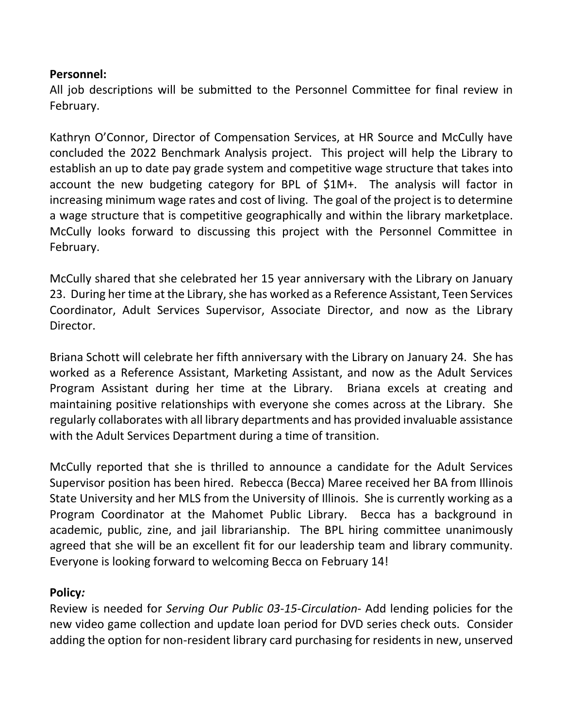**Personnel:**

All job descriptions will be submitted to the Personnel Committee for final review in February.

Kathryn O'Connor, Director of Compensation Services, at HR Source and McCully have concluded the 2022 Benchmark Analysis project. This project will help the Library to establish an up to date pay grade system and competitive wage structure that takes into account the new budgeting category for BPL of $1M+. The analysis will factor in increasing minimum wage rates and cost of living. The goal of the project is to determine a wage structure that is competitive geographically and within the library marketplace. McCully looks forward to discussing this project with the Personnel Committee in February.

McCully shared that she celebrated her 15 year anniversary with the Library on January 23. During her time at the Library, she has worked as a Reference Assistant, Teen Services Coordinator, Adult Services Supervisor, Associate Director, and now as the Library Director.

Briana Schott will celebrate her fifth anniversary with the Library on January 24. She has worked as a Reference Assistant, Marketing Assistant, and now as the Adult Services Program Assistant during her time at the Library. Briana excels at creating and maintaining positive relationships with everyone she comes across at the Library. She regularly collaborates with all library departments and has provided invaluable assistance with the Adult Services Department during a time of transition.

McCully reported that she is thrilled to announce a candidate for the Adult Services Supervisor position has been hired. Rebecca (Becca) Maree received her BA from Illinois State University and her MLS from the University of Illinois. She is currently working as a Program Coordinator at the Mahomet Public Library. Becca has a background in academic, public, zine, and jail librarianship. The BPL hiring committee unanimously agreed that she will be an excellent fit for our leadership team and library community. Everyone is looking forward to welcoming Becca on February 14!

**Policy*:***

Review is needed for *Serving Our Public 03-15-Circulation*- Add lending policies for the new video game collection and update loan period for DVD series check outs. Consider adding the option for non-resident library card purchasing for residents in new, unserved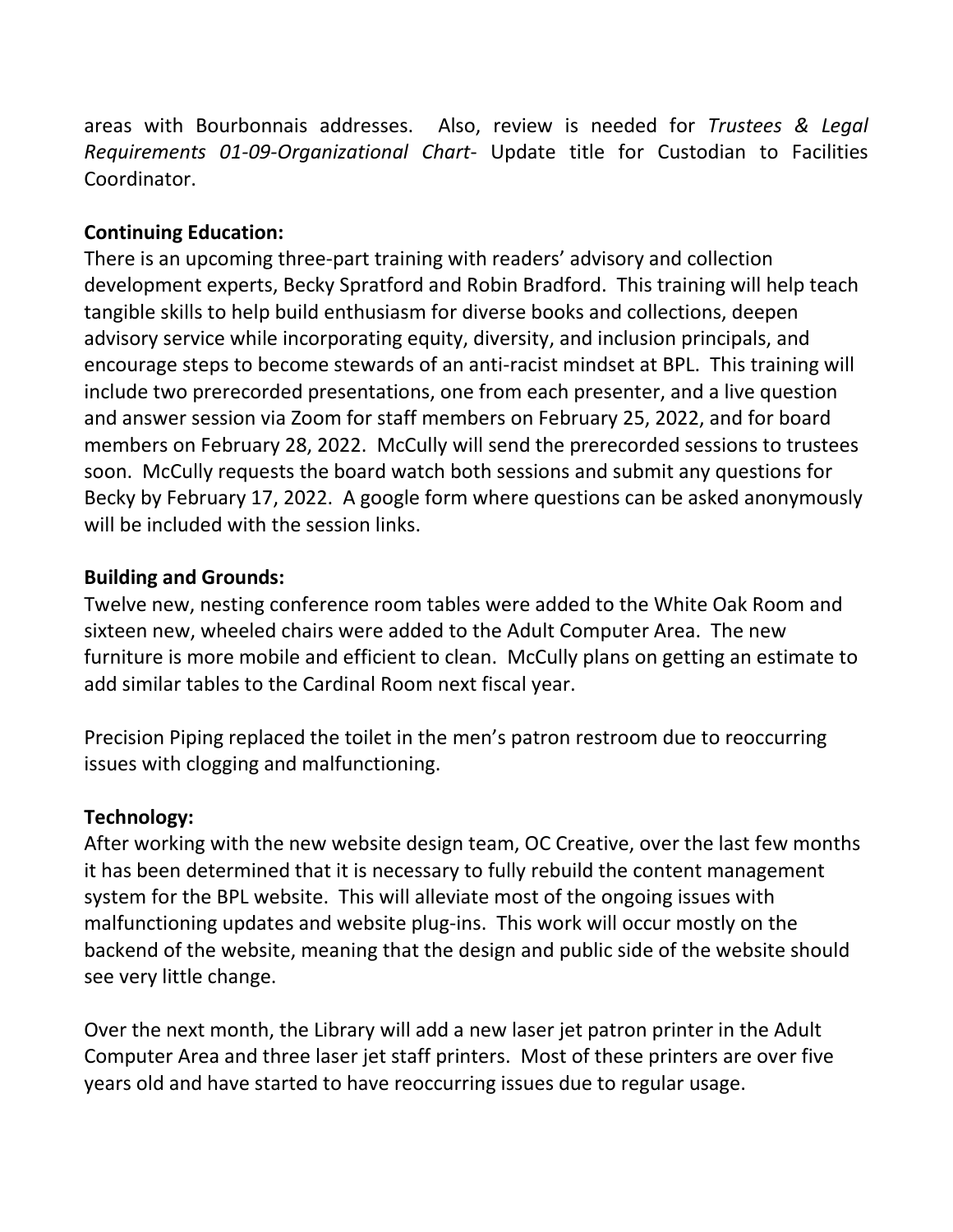areas with Bourbonnais addresses. Also, review is needed for *Trustees & Legal Requirements 01-09-Organizational Chart*- Update title for Custodian to Facilities Coordinator.

**Continuing Education:**

There is an upcoming three-part training with readers' advisory and collection development experts, Becky Spratford and Robin Bradford. This training will help teach tangible skills to help build enthusiasm for diverse books and collections, deepen advisory service while incorporating equity, diversity, and inclusion principals, and encourage steps to become stewards of an anti-racist mindset at BPL. This training will include two prerecorded presentations, one from each presenter, and a live question and answer session via Zoom for staff members on February 25, 2022, and for board members on February 28, 2022. McCully will send the prerecorded sessions to trustees soon. McCully requests the board watch both sessions and submit any questions for Becky by February 17, 2022. A google form where questions can be asked anonymously will be included with the session links.

**Building and Grounds:**

Twelve new, nesting conference room tables were added to the White Oak Room and sixteen new, wheeled chairs were added to the Adult Computer Area. The new furniture is more mobile and efficient to clean. McCully plans on getting an estimate to add similar tables to the Cardinal Room next fiscal year.

Precision Piping replaced the toilet in the men's patron restroom due to reoccurring issues with clogging and malfunctioning.

**Technology:**

After working with the new website design team, OC Creative, over the last few months it has been determined that it is necessary to fully rebuild the content management system for the BPL website. This will alleviate most of the ongoing issues with malfunctioning updates and website plug-ins. This work will occur mostly on the backend of the website, meaning that the design and public side of the website should see very little change.

Over the next month, the Library will add a new laser jet patron printer in the Adult Computer Area and three laser jet staff printers. Most of these printers are over five years old and have started to have reoccurring issues due to regular usage.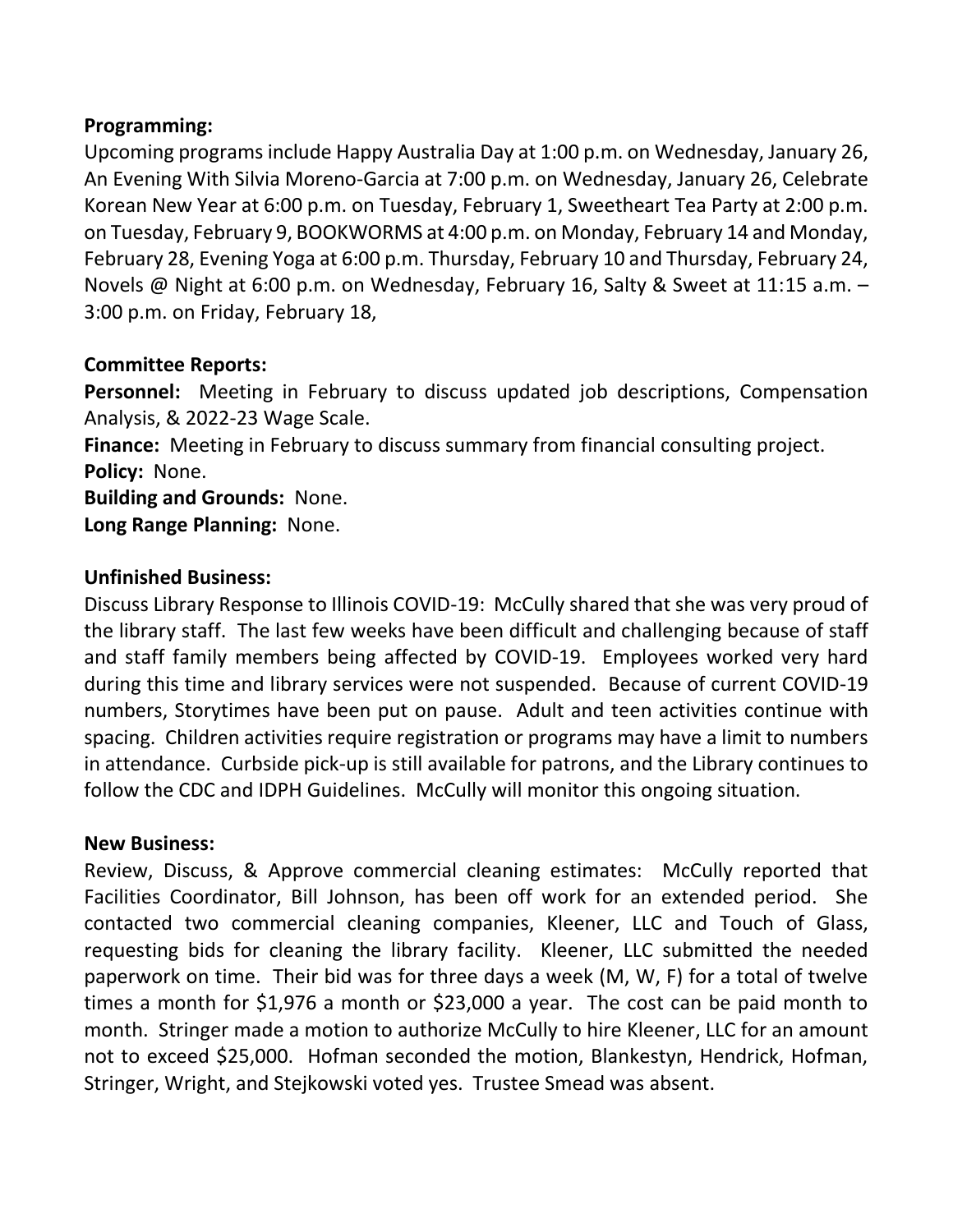**Programming:**
Upcoming programs include Happy Australia Day at 1:00 p.m. on Wednesday, January 26, An Evening With Silvia Moreno-Garcia at 7:00 p.m. on Wednesday, January 26, Celebrate Korean New Year at 6:00 p.m. on Tuesday, February 1, Sweetheart Tea Party at 2:00 p.m. on Tuesday, February 9, BOOKWORMS at 4:00 p.m. on Monday, February 14 and Monday, February 28, Evening Yoga at 6:00 p.m. Thursday, February 10 and Thursday, February 24, Novels @ Night at 6:00 p.m. on Wednesday, February 16, Salty & Sweet at 11:15 a.m. – 3:00 p.m. on Friday, February 18,

**Committee Reports:**
**Personnel:** Meeting in February to discuss updated job descriptions, Compensation Analysis, & 2022-23 Wage Scale.
**Finance:** Meeting in February to discuss summary from financial consulting project.
**Policy:** None.
**Building and Grounds:** None.
**Long Range Planning:** None.

**Unfinished Business:**
Discuss Library Response to Illinois COVID-19: McCully shared that she was very proud of the library staff. The last few weeks have been difficult and challenging because of staff and staff family members being affected by COVID-19. Employees worked very hard during this time and library services were not suspended. Because of current COVID-19 numbers, Storytimes have been put on pause. Adult and teen activities continue with spacing. Children activities require registration or programs may have a limit to numbers in attendance. Curbside pick-up is still available for patrons, and the Library continues to follow the CDC and IDPH Guidelines. McCully will monitor this ongoing situation.

**New Business:**
Review, Discuss, & Approve commercial cleaning estimates: McCully reported that Facilities Coordinator, Bill Johnson, has been off work for an extended period. She contacted two commercial cleaning companies, Kleener, LLC and Touch of Glass, requesting bids for cleaning the library facility. Kleener, LLC submitted the needed paperwork on time. Their bid was for three days a week (M, W, F) for a total of twelve times a month for $1,976 a month or $23,000 a year. The cost can be paid month to month. Stringer made a motion to authorize McCully to hire Kleener, LLC for an amount not to exceed $25,000. Hofman seconded the motion, Blankestyn, Hendrick, Hofman, Stringer, Wright, and Stejkowski voted yes. Trustee Smead was absent.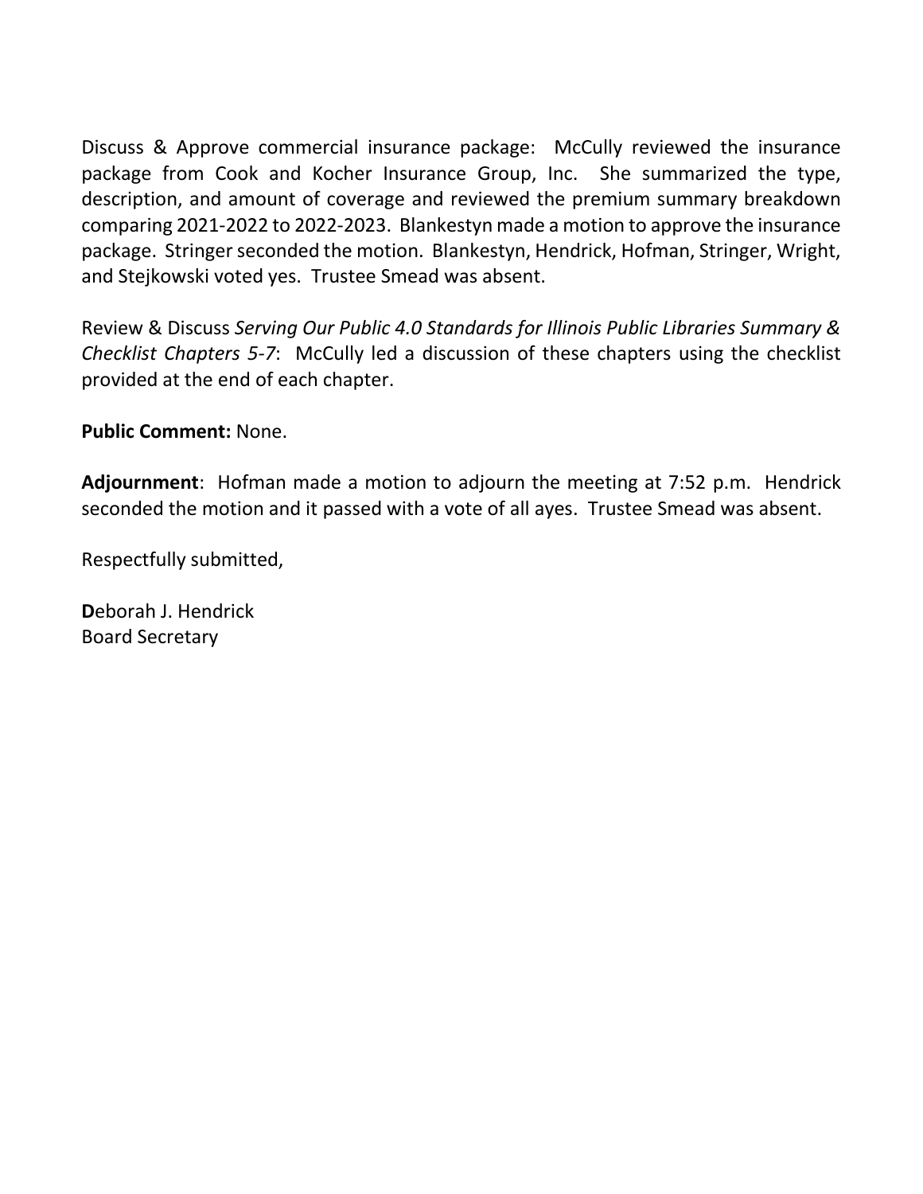Discuss & Approve commercial insurance package: McCully reviewed the insurance package from Cook and Kocher Insurance Group, Inc. She summarized the type, description, and amount of coverage and reviewed the premium summary breakdown comparing 2021-2022 to 2022-2023. Blankestyn made a motion to approve the insurance package. Stringer seconded the motion. Blankestyn, Hendrick, Hofman, Stringer, Wright, and Stejkowski voted yes. Trustee Smead was absent.

Review & Discuss *Serving Our Public 4.0 Standards for Illinois Public Libraries Summary & Checklist Chapters 5-7*: McCully led a discussion of these chapters using the checklist provided at the end of each chapter.

**Public Comment:** None.

**Adjournment**: Hofman made a motion to adjourn the meeting at 7:52 p.m. Hendrick seconded the motion and it passed with a vote of all ayes. Trustee Smead was absent.

Respectfully submitted,

**D**eborah J. Hendrick  
Board Secretary